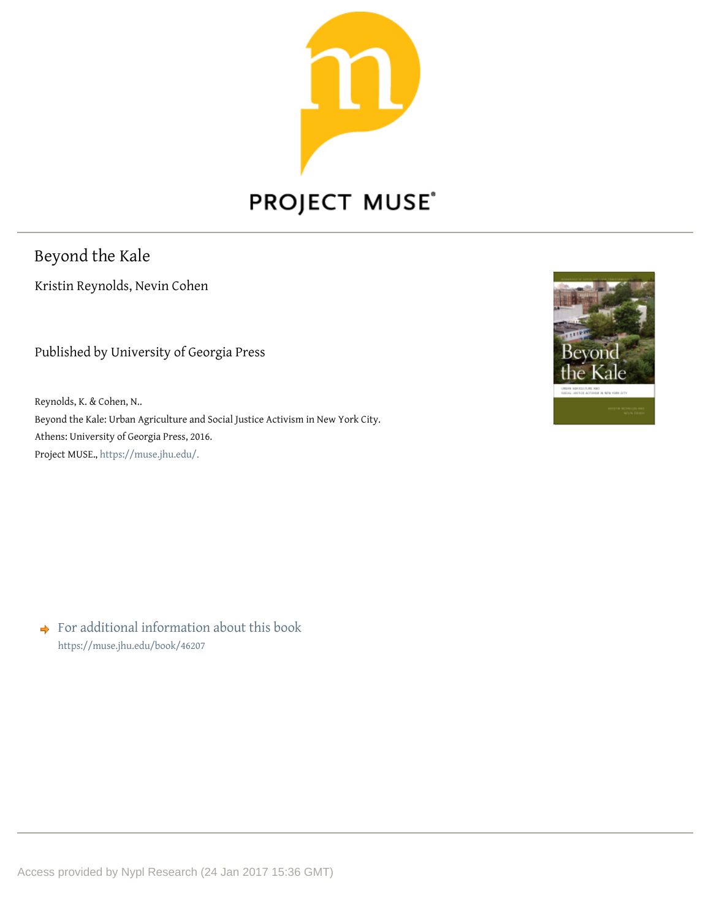PROJECT MUSE®

# Beyond the Kale

Kristin Reynolds, Nevin Cohen

Published by University of Georgia Press

Reynolds, K. & Cohen, N..
Beyond the Kale: Urban Agriculture and Social Justice Activism in New York City.
Athens: University of Georgia Press, 2016.
Project MUSE., https://muse.jhu.edu/.

For additional information about this book
https://muse.jhu.edu/book/46207

Access provided by Nypl Research (24 Jan 2017 15:36 GMT)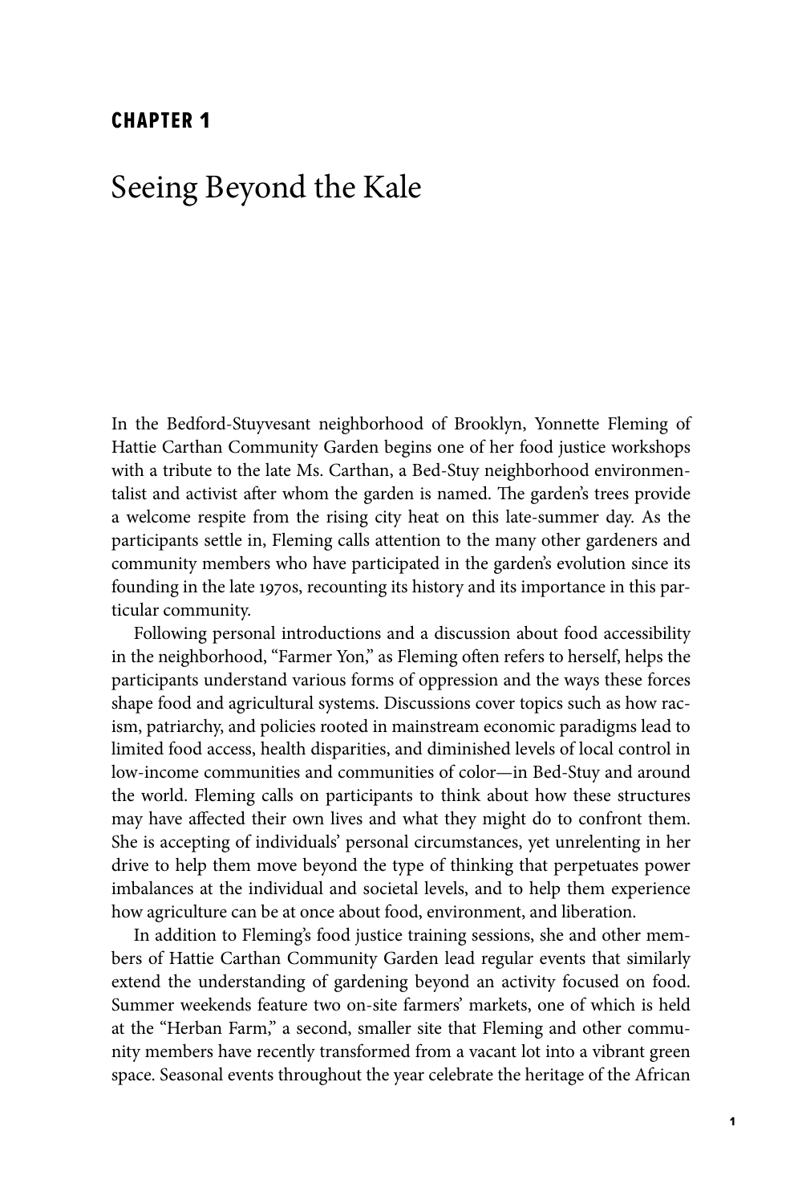# CHAPTER 1

## Seeing Beyond the Kale

In the Bedford-Stuyvesant neighborhood of Brooklyn, Yonnette Fleming of Hattie Carthan Community Garden begins one of her food justice workshops with a tribute to the late Ms. Carthan, a Bed-Stuy neighborhood environmentalist and activist after whom the garden is named. The garden's trees provide a welcome respite from the rising city heat on this late-summer day. As the participants settle in, Fleming calls attention to the many other gardeners and community members who have participated in the garden's evolution since its founding in the late 1970s, recounting its history and its importance in this particular community.

Following personal introductions and a discussion about food accessibility in the neighborhood, "Farmer Yon," as Fleming often refers to herself, helps the participants understand various forms of oppression and the ways these forces shape food and agricultural systems. Discussions cover topics such as how racism, patriarchy, and policies rooted in mainstream economic paradigms lead to limited food access, health disparities, and diminished levels of local control in low-income communities and communities of color—in Bed-Stuy and around the world. Fleming calls on participants to think about how these structures may have affected their own lives and what they might do to confront them. She is accepting of individuals' personal circumstances, yet unrelenting in her drive to help them move beyond the type of thinking that perpetuates power imbalances at the individual and societal levels, and to help them experience how agriculture can be at once about food, environment, and liberation.

In addition to Fleming's food justice training sessions, she and other members of Hattie Carthan Community Garden lead regular events that similarly extend the understanding of gardening beyond an activity focused on food. Summer weekends feature two on-site farmers' markets, one of which is held at the "Herban Farm," a second, smaller site that Fleming and other community members have recently transformed from a vacant lot into a vibrant green space. Seasonal events throughout the year celebrate the heritage of the African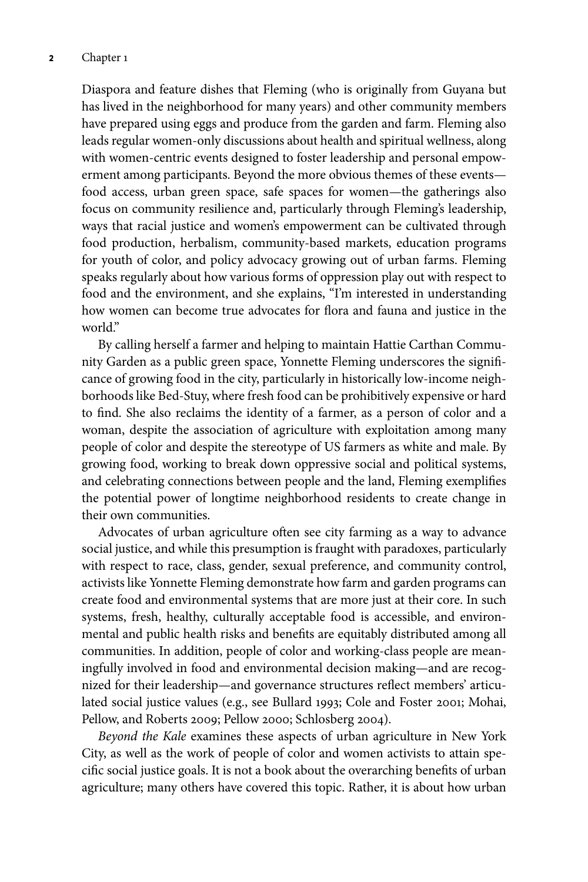Diaspora and feature dishes that Fleming (who is originally from Guyana but has lived in the neighborhood for many years) and other community members have prepared using eggs and produce from the garden and farm. Fleming also leads regular women-only discussions about health and spiritual wellness, along with women-centric events designed to foster leadership and personal empowerment among participants. Beyond the more obvious themes of these events—food access, urban green space, safe spaces for women—the gatherings also focus on community resilience and, particularly through Fleming's leadership, ways that racial justice and women's empowerment can be cultivated through food production, herbalism, community-based markets, education programs for youth of color, and policy advocacy growing out of urban farms. Fleming speaks regularly about how various forms of oppression play out with respect to food and the environment, and she explains, "I'm interested in understanding how women can become true advocates for flora and fauna and justice in the world."

By calling herself a farmer and helping to maintain Hattie Carthan Community Garden as a public green space, Yonnette Fleming underscores the significance of growing food in the city, particularly in historically low-income neighborhoods like Bed-Stuy, where fresh food can be prohibitively expensive or hard to find. She also reclaims the identity of a farmer, as a person of color and a woman, despite the association of agriculture with exploitation among many people of color and despite the stereotype of US farmers as white and male. By growing food, working to break down oppressive social and political systems, and celebrating connections between people and the land, Fleming exemplifies the potential power of longtime neighborhood residents to create change in their own communities.

Advocates of urban agriculture often see city farming as a way to advance social justice, and while this presumption is fraught with paradoxes, particularly with respect to race, class, gender, sexual preference, and community control, activists like Yonnette Fleming demonstrate how farm and garden programs can create food and environmental systems that are more just at their core. In such systems, fresh, healthy, culturally acceptable food is accessible, and environmental and public health risks and benefits are equitably distributed among all communities. In addition, people of color and working-class people are meaningfully involved in food and environmental decision making—and are recognized for their leadership—and governance structures reflect members' articulated social justice values (e.g., see Bullard 1993; Cole and Foster 2001; Mohai, Pellow, and Roberts 2009; Pellow 2000; Schlosberg 2004).

*Beyond the Kale* examines these aspects of urban agriculture in New York City, as well as the work of people of color and women activists to attain specific social justice goals. It is not a book about the overarching benefits of urban agriculture; many others have covered this topic. Rather, it is about how urban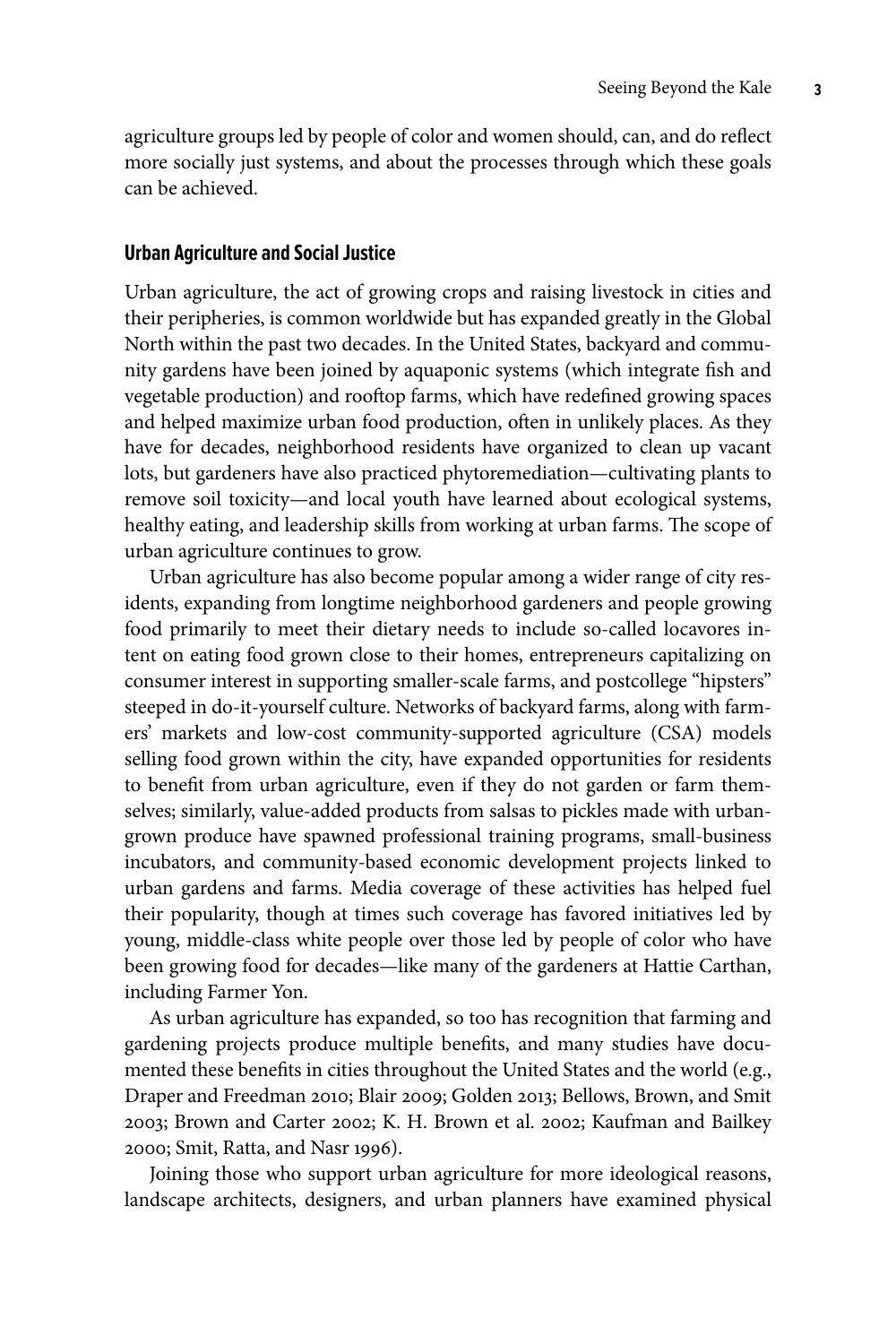agriculture groups led by people of color and women should, can, and do reflect more socially just systems, and about the processes through which these goals can be achieved.

## Urban Agriculture and Social Justice

Urban agriculture, the act of growing crops and raising livestock in cities and their peripheries, is common worldwide but has expanded greatly in the Global North within the past two decades. In the United States, backyard and community gardens have been joined by aquaponic systems (which integrate fish and vegetable production) and rooftop farms, which have redefined growing spaces and helped maximize urban food production, often in unlikely places. As they have for decades, neighborhood residents have organized to clean up vacant lots, but gardeners have also practiced phytoremediation—cultivating plants to remove soil toxicity—and local youth have learned about ecological systems, healthy eating, and leadership skills from working at urban farms. The scope of urban agriculture continues to grow.

Urban agriculture has also become popular among a wider range of city residents, expanding from longtime neighborhood gardeners and people growing food primarily to meet their dietary needs to include so-called locavores intent on eating food grown close to their homes, entrepreneurs capitalizing on consumer interest in supporting smaller-scale farms, and postcollege "hipsters" steeped in do-it-yourself culture. Networks of backyard farms, along with farmers' markets and low-cost community-supported agriculture (CSA) models selling food grown within the city, have expanded opportunities for residents to benefit from urban agriculture, even if they do not garden or farm themselves; similarly, value-added products from salsas to pickles made with urban-grown produce have spawned professional training programs, small-business incubators, and community-based economic development projects linked to urban gardens and farms. Media coverage of these activities has helped fuel their popularity, though at times such coverage has favored initiatives led by young, middle-class white people over those led by people of color who have been growing food for decades—like many of the gardeners at Hattie Carthan, including Farmer Yon.

As urban agriculture has expanded, so too has recognition that farming and gardening projects produce multiple benefits, and many studies have documented these benefits in cities throughout the United States and the world (e.g., Draper and Freedman 2010; Blair 2009; Golden 2013; Bellows, Brown, and Smit 2003; Brown and Carter 2002; K. H. Brown et al. 2002; Kaufman and Bailkey 2000; Smit, Ratta, and Nasr 1996).

Joining those who support urban agriculture for more ideological reasons, landscape architects, designers, and urban planners have examined physical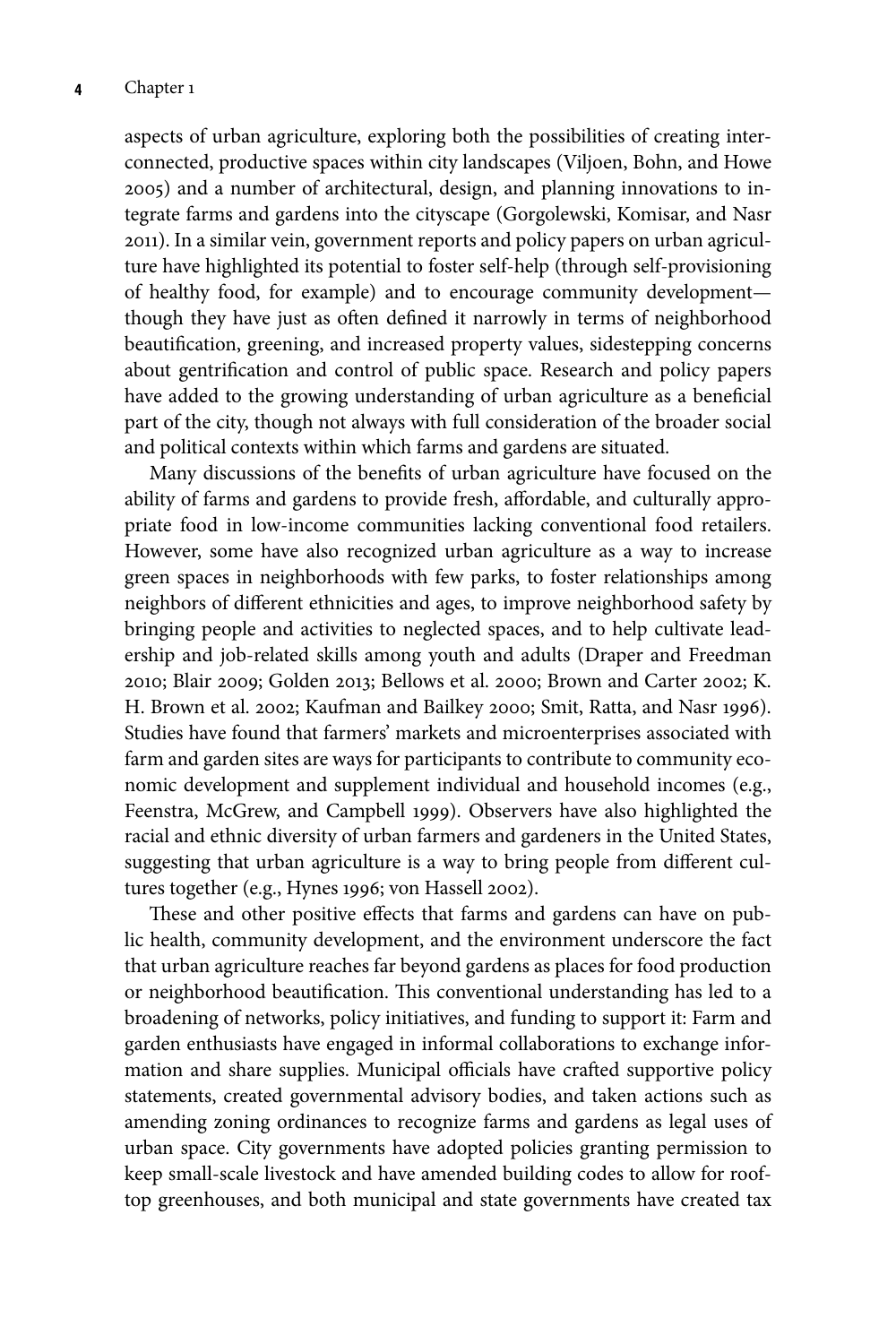aspects of urban agriculture, exploring both the possibilities of creating interconnected, productive spaces within city landscapes (Viljoen, Bohn, and Howe 2005) and a number of architectural, design, and planning innovations to integrate farms and gardens into the cityscape (Gorgolewski, Komisar, and Nasr 2011). In a similar vein, government reports and policy papers on urban agriculture have highlighted its potential to foster self-help (through self-provisioning of healthy food, for example) and to encourage community development—though they have just as often defined it narrowly in terms of neighborhood beautification, greening, and increased property values, sidestepping concerns about gentrification and control of public space. Research and policy papers have added to the growing understanding of urban agriculture as a beneficial part of the city, though not always with full consideration of the broader social and political contexts within which farms and gardens are situated.

Many discussions of the benefits of urban agriculture have focused on the ability of farms and gardens to provide fresh, affordable, and culturally appropriate food in low-income communities lacking conventional food retailers. However, some have also recognized urban agriculture as a way to increase green spaces in neighborhoods with few parks, to foster relationships among neighbors of different ethnicities and ages, to improve neighborhood safety by bringing people and activities to neglected spaces, and to help cultivate leadership and job-related skills among youth and adults (Draper and Freedman 2010; Blair 2009; Golden 2013; Bellows et al. 2000; Brown and Carter 2002; K. H. Brown et al. 2002; Kaufman and Bailkey 2000; Smit, Ratta, and Nasr 1996). Studies have found that farmers' markets and microenterprises associated with farm and garden sites are ways for participants to contribute to community economic development and supplement individual and household incomes (e.g., Feenstra, McGrew, and Campbell 1999). Observers have also highlighted the racial and ethnic diversity of urban farmers and gardeners in the United States, suggesting that urban agriculture is a way to bring people from different cultures together (e.g., Hynes 1996; von Hassell 2002).

These and other positive effects that farms and gardens can have on public health, community development, and the environment underscore the fact that urban agriculture reaches far beyond gardens as places for food production or neighborhood beautification. This conventional understanding has led to a broadening of networks, policy initiatives, and funding to support it: Farm and garden enthusiasts have engaged in informal collaborations to exchange information and share supplies. Municipal officials have crafted supportive policy statements, created governmental advisory bodies, and taken actions such as amending zoning ordinances to recognize farms and gardens as legal uses of urban space. City governments have adopted policies granting permission to keep small-scale livestock and have amended building codes to allow for rooftop greenhouses, and both municipal and state governments have created tax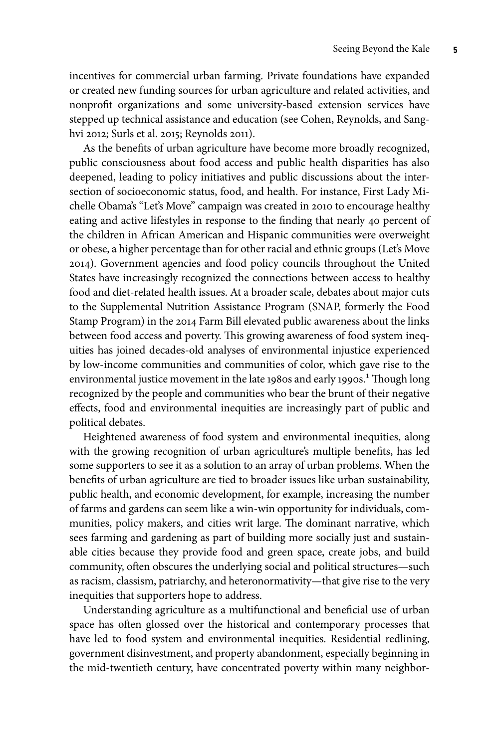incentives for commercial urban farming. Private foundations have expanded or created new funding sources for urban agriculture and related activities, and nonprofit organizations and some university-based extension services have stepped up technical assistance and education (see Cohen, Reynolds, and Sanghvi 2012; Surls et al. 2015; Reynolds 2011).

As the benefits of urban agriculture have become more broadly recognized, public consciousness about food access and public health disparities has also deepened, leading to policy initiatives and public discussions about the intersection of socioeconomic status, food, and health. For instance, First Lady Michelle Obama's "Let's Move" campaign was created in 2010 to encourage healthy eating and active lifestyles in response to the finding that nearly 40 percent of the children in African American and Hispanic communities were overweight or obese, a higher percentage than for other racial and ethnic groups (Let's Move 2014). Government agencies and food policy councils throughout the United States have increasingly recognized the connections between access to healthy food and diet-related health issues. At a broader scale, debates about major cuts to the Supplemental Nutrition Assistance Program (SNAP, formerly the Food Stamp Program) in the 2014 Farm Bill elevated public awareness about the links between food access and poverty. This growing awareness of food system inequities has joined decades-old analyses of environmental injustice experienced by low-income communities and communities of color, which gave rise to the environmental justice movement in the late 1980s and early 1990s.[1] Though long recognized by the people and communities who bear the brunt of their negative effects, food and environmental inequities are increasingly part of public and political debates.

Heightened awareness of food system and environmental inequities, along with the growing recognition of urban agriculture's multiple benefits, has led some supporters to see it as a solution to an array of urban problems. When the benefits of urban agriculture are tied to broader issues like urban sustainability, public health, and economic development, for example, increasing the number of farms and gardens can seem like a win-win opportunity for individuals, communities, policy makers, and cities writ large. The dominant narrative, which sees farming and gardening as part of building more socially just and sustainable cities because they provide food and green space, create jobs, and build community, often obscures the underlying social and political structures—such as racism, classism, patriarchy, and heteronormativity—that give rise to the very inequities that supporters hope to address.

Understanding agriculture as a multifunctional and beneficial use of urban space has often glossed over the historical and contemporary processes that have led to food system and environmental inequities. Residential redlining, government disinvestment, and property abandonment, especially beginning in the mid-twentieth century, have concentrated poverty within many neighbor-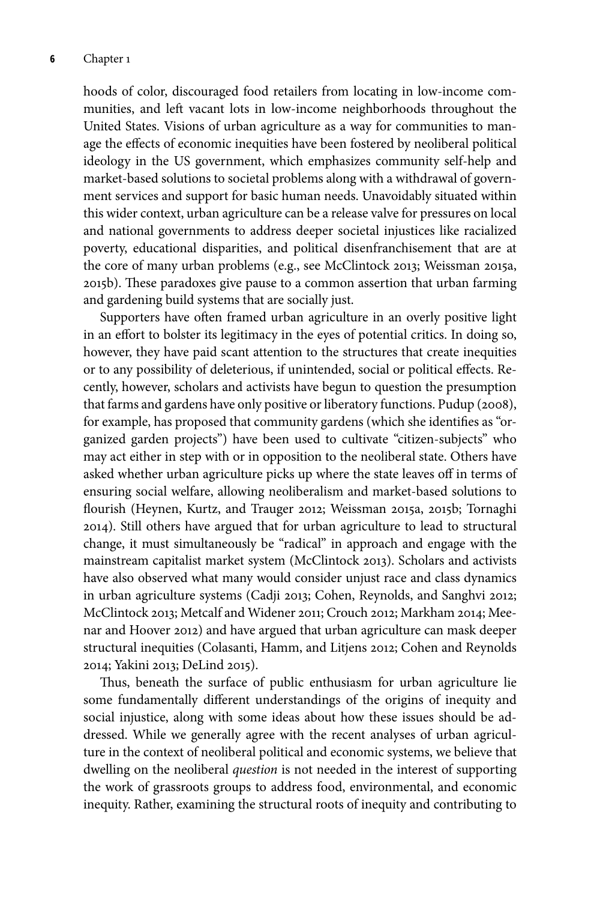hoods of color, discouraged food retailers from locating in low-income communities, and left vacant lots in low-income neighborhoods throughout the United States. Visions of urban agriculture as a way for communities to manage the effects of economic inequities have been fostered by neoliberal political ideology in the US government, which emphasizes community self-help and market-based solutions to societal problems along with a withdrawal of government services and support for basic human needs. Unavoidably situated within this wider context, urban agriculture can be a release valve for pressures on local and national governments to address deeper societal injustices like racialized poverty, educational disparities, and political disenfranchisement that are at the core of many urban problems (e.g., see McClintock 2013; Weissman 2015a, 2015b). These paradoxes give pause to a common assertion that urban farming and gardening build systems that are socially just.

Supporters have often framed urban agriculture in an overly positive light in an effort to bolster its legitimacy in the eyes of potential critics. In doing so, however, they have paid scant attention to the structures that create inequities or to any possibility of deleterious, if unintended, social or political effects. Recently, however, scholars and activists have begun to question the presumption that farms and gardens have only positive or liberatory functions. Pudup (2008), for example, has proposed that community gardens (which she identifies as "organized garden projects") have been used to cultivate "citizen-subjects" who may act either in step with or in opposition to the neoliberal state. Others have asked whether urban agriculture picks up where the state leaves off in terms of ensuring social welfare, allowing neoliberalism and market-based solutions to flourish (Heynen, Kurtz, and Trauger 2012; Weissman 2015a, 2015b; Tornaghi 2014). Still others have argued that for urban agriculture to lead to structural change, it must simultaneously be "radical" in approach and engage with the mainstream capitalist market system (McClintock 2013). Scholars and activists have also observed what many would consider unjust race and class dynamics in urban agriculture systems (Cadji 2013; Cohen, Reynolds, and Sanghvi 2012; McClintock 2013; Metcalf and Widener 2011; Crouch 2012; Markham 2014; Meenar and Hoover 2012) and have argued that urban agriculture can mask deeper structural inequities (Colasanti, Hamm, and Litjens 2012; Cohen and Reynolds 2014; Yakini 2013; DeLind 2015).

Thus, beneath the surface of public enthusiasm for urban agriculture lie some fundamentally different understandings of the origins of inequity and social injustice, along with some ideas about how these issues should be addressed. While we generally agree with the recent analyses of urban agriculture in the context of neoliberal political and economic systems, we believe that dwelling on the neoliberal *question* is not needed in the interest of supporting the work of grassroots groups to address food, environmental, and economic inequity. Rather, examining the structural roots of inequity and contributing to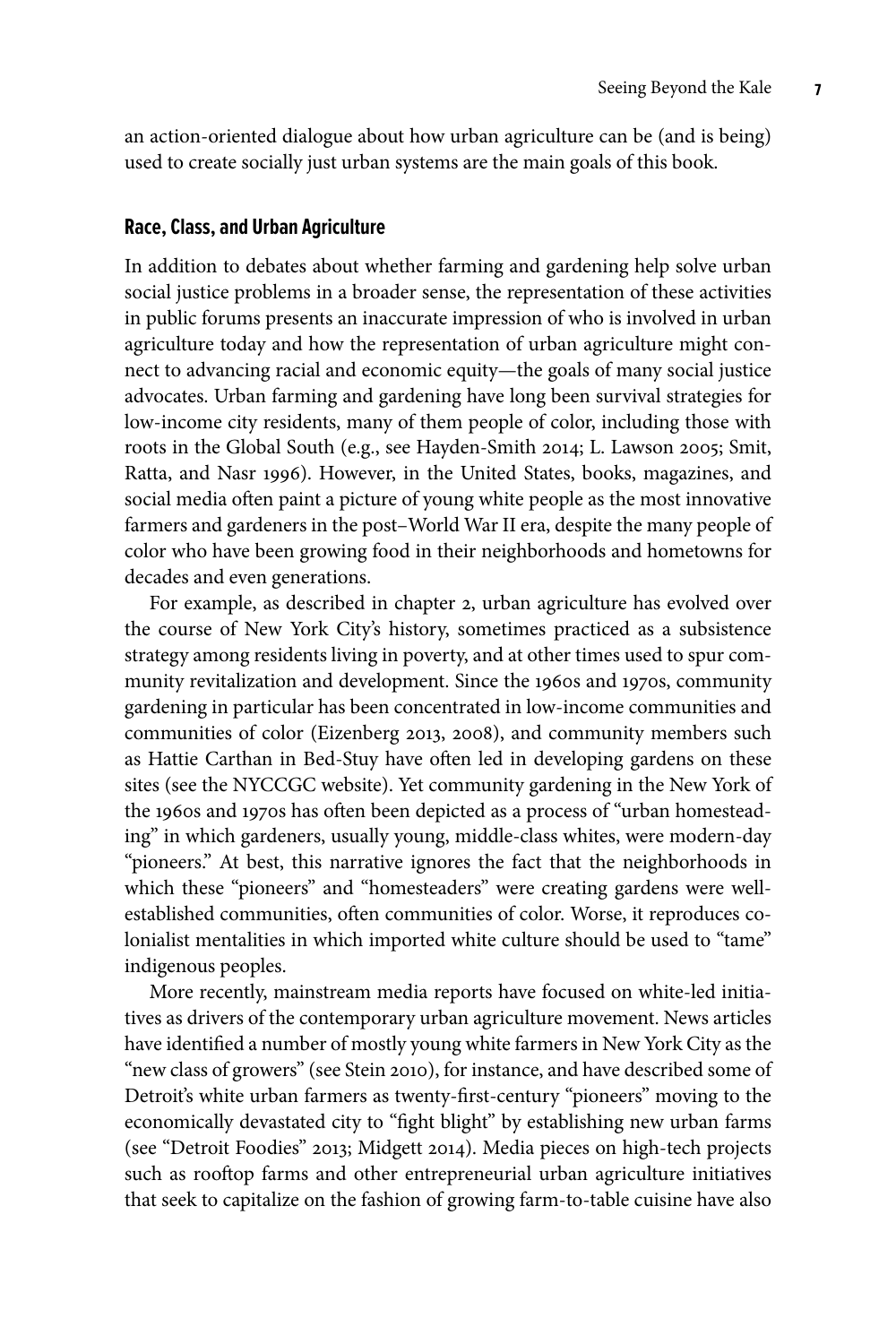an action-oriented dialogue about how urban agriculture can be (and is being) used to create socially just urban systems are the main goals of this book.

## Race, Class, and Urban Agriculture

In addition to debates about whether farming and gardening help solve urban social justice problems in a broader sense, the representation of these activities in public forums presents an inaccurate impression of who is involved in urban agriculture today and how the representation of urban agriculture might connect to advancing racial and economic equity—the goals of many social justice advocates. Urban farming and gardening have long been survival strategies for low-income city residents, many of them people of color, including those with roots in the Global South (e.g., see Hayden-Smith 2014; L. Lawson 2005; Smit, Ratta, and Nasr 1996). However, in the United States, books, magazines, and social media often paint a picture of young white people as the most innovative farmers and gardeners in the post–World War II era, despite the many people of color who have been growing food in their neighborhoods and hometowns for decades and even generations.

For example, as described in chapter 2, urban agriculture has evolved over the course of New York City's history, sometimes practiced as a subsistence strategy among residents living in poverty, and at other times used to spur community revitalization and development. Since the 1960s and 1970s, community gardening in particular has been concentrated in low-income communities and communities of color (Eizenberg 2013, 2008), and community members such as Hattie Carthan in Bed-Stuy have often led in developing gardens on these sites (see the NYCCGC website). Yet community gardening in the New York of the 1960s and 1970s has often been depicted as a process of "urban homesteading" in which gardeners, usually young, middle-class whites, were modern-day "pioneers." At best, this narrative ignores the fact that the neighborhoods in which these "pioneers" and "homesteaders" were creating gardens were well-established communities, often communities of color. Worse, it reproduces colonialist mentalities in which imported white culture should be used to "tame" indigenous peoples.

More recently, mainstream media reports have focused on white-led initiatives as drivers of the contemporary urban agriculture movement. News articles have identified a number of mostly young white farmers in New York City as the "new class of growers" (see Stein 2010), for instance, and have described some of Detroit's white urban farmers as twenty-first-century "pioneers" moving to the economically devastated city to "fight blight" by establishing new urban farms (see "Detroit Foodies" 2013; Midgett 2014). Media pieces on high-tech projects such as rooftop farms and other entrepreneurial urban agriculture initiatives that seek to capitalize on the fashion of growing farm-to-table cuisine have also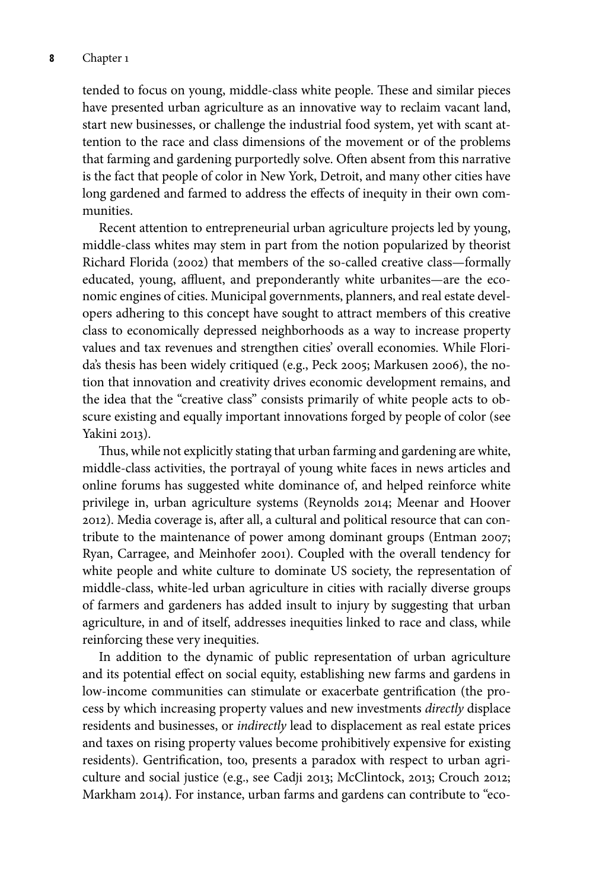tended to focus on young, middle-class white people. These and similar pieces have presented urban agriculture as an innovative way to reclaim vacant land, start new businesses, or challenge the industrial food system, yet with scant attention to the race and class dimensions of the movement or of the problems that farming and gardening purportedly solve. Often absent from this narrative is the fact that people of color in New York, Detroit, and many other cities have long gardened and farmed to address the effects of inequity in their own communities.

Recent attention to entrepreneurial urban agriculture projects led by young, middle-class whites may stem in part from the notion popularized by theorist Richard Florida (2002) that members of the so-called creative class—formally educated, young, affluent, and preponderantly white urbanites—are the economic engines of cities. Municipal governments, planners, and real estate developers adhering to this concept have sought to attract members of this creative class to economically depressed neighborhoods as a way to increase property values and tax revenues and strengthen cities' overall economies. While Florida's thesis has been widely critiqued (e.g., Peck 2005; Markusen 2006), the notion that innovation and creativity drives economic development remains, and the idea that the "creative class" consists primarily of white people acts to obscure existing and equally important innovations forged by people of color (see Yakini 2013).

Thus, while not explicitly stating that urban farming and gardening are white, middle-class activities, the portrayal of young white faces in news articles and online forums has suggested white dominance of, and helped reinforce white privilege in, urban agriculture systems (Reynolds 2014; Meenar and Hoover 2012). Media coverage is, after all, a cultural and political resource that can contribute to the maintenance of power among dominant groups (Entman 2007; Ryan, Carragee, and Meinhofer 2001). Coupled with the overall tendency for white people and white culture to dominate US society, the representation of middle-class, white-led urban agriculture in cities with racially diverse groups of farmers and gardeners has added insult to injury by suggesting that urban agriculture, in and of itself, addresses inequities linked to race and class, while reinforcing these very inequities.

In addition to the dynamic of public representation of urban agriculture and its potential effect on social equity, establishing new farms and gardens in low-income communities can stimulate or exacerbate gentrification (the process by which increasing property values and new investments *directly* displace residents and businesses, or *indirectly* lead to displacement as real estate prices and taxes on rising property values become prohibitively expensive for existing residents). Gentrification, too, presents a paradox with respect to urban agriculture and social justice (e.g., see Cadji 2013; McClintock, 2013; Crouch 2012; Markham 2014). For instance, urban farms and gardens can contribute to "eco-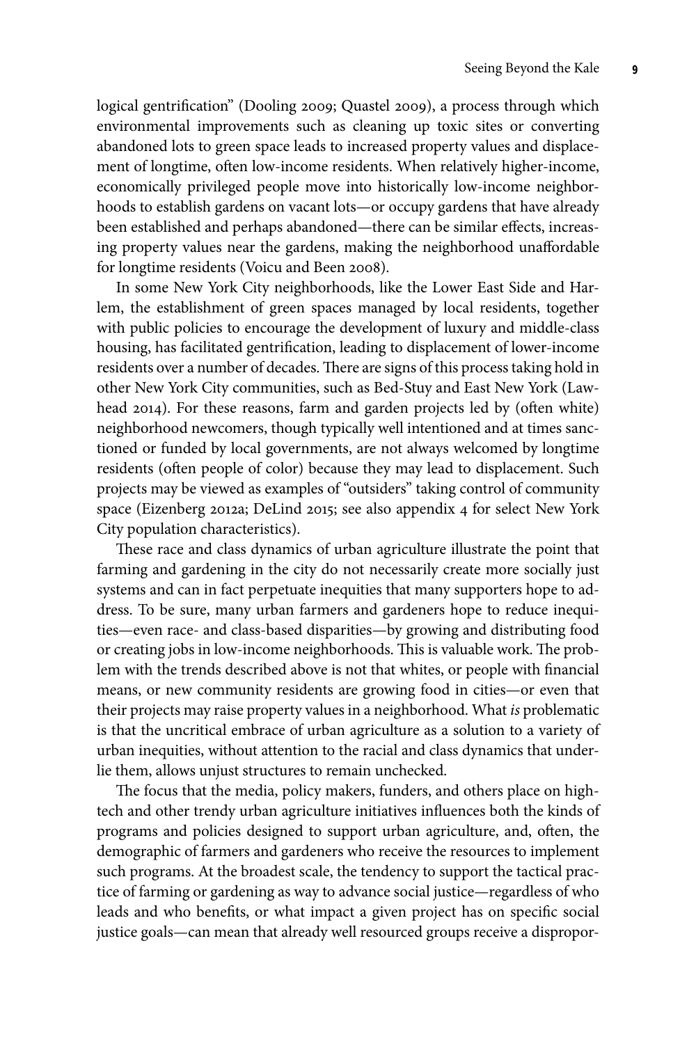logical gentrification" (Dooling 2009; Quastel 2009), a process through which environmental improvements such as cleaning up toxic sites or converting abandoned lots to green space leads to increased property values and displacement of longtime, often low-income residents. When relatively higher-income, economically privileged people move into historically low-income neighborhoods to establish gardens on vacant lots—or occupy gardens that have already been established and perhaps abandoned—there can be similar effects, increasing property values near the gardens, making the neighborhood unaffordable for longtime residents (Voicu and Been 2008).

In some New York City neighborhoods, like the Lower East Side and Harlem, the establishment of green spaces managed by local residents, together with public policies to encourage the development of luxury and middle-class housing, has facilitated gentrification, leading to displacement of lower-income residents over a number of decades. There are signs of this process taking hold in other New York City communities, such as Bed-Stuy and East New York (Lawhead 2014). For these reasons, farm and garden projects led by (often white) neighborhood newcomers, though typically well intentioned and at times sanctioned or funded by local governments, are not always welcomed by longtime residents (often people of color) because they may lead to displacement. Such projects may be viewed as examples of "outsiders" taking control of community space (Eizenberg 2012a; DeLind 2015; see also appendix 4 for select New York City population characteristics).

These race and class dynamics of urban agriculture illustrate the point that farming and gardening in the city do not necessarily create more socially just systems and can in fact perpetuate inequities that many supporters hope to address. To be sure, many urban farmers and gardeners hope to reduce inequities—even race- and class-based disparities—by growing and distributing food or creating jobs in low-income neighborhoods. This is valuable work. The problem with the trends described above is not that whites, or people with financial means, or new community residents are growing food in cities—or even that their projects may raise property values in a neighborhood. What *is* problematic is that the uncritical embrace of urban agriculture as a solution to a variety of urban inequities, without attention to the racial and class dynamics that underlie them, allows unjust structures to remain unchecked.

The focus that the media, policy makers, funders, and others place on high-tech and other trendy urban agriculture initiatives influences both the kinds of programs and policies designed to support urban agriculture, and, often, the demographic of farmers and gardeners who receive the resources to implement such programs. At the broadest scale, the tendency to support the tactical practice of farming or gardening as way to advance social justice—regardless of who leads and who benefits, or what impact a given project has on specific social justice goals—can mean that already well resourced groups receive a dispropor-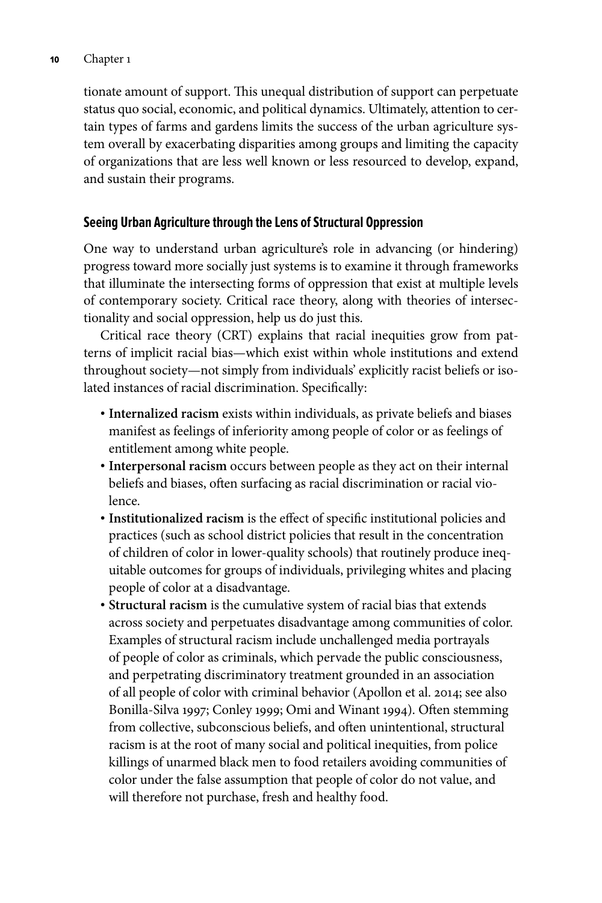tionate amount of support. This unequal distribution of support can perpetuate status quo social, economic, and political dynamics. Ultimately, attention to certain types of farms and gardens limits the success of the urban agriculture system overall by exacerbating disparities among groups and limiting the capacity of organizations that are less well known or less resourced to develop, expand, and sustain their programs.

### Seeing Urban Agriculture through the Lens of Structural Oppression

One way to understand urban agriculture's role in advancing (or hindering) progress toward more socially just systems is to examine it through frameworks that illuminate the intersecting forms of oppression that exist at multiple levels of contemporary society. Critical race theory, along with theories of intersectionality and social oppression, help us do just this.

Critical race theory (CRT) explains that racial inequities grow from patterns of implicit racial bias—which exist within whole institutions and extend throughout society—not simply from individuals' explicitly racist beliefs or isolated instances of racial discrimination. Specifically:

- **Internalized racism** exists within individuals, as private beliefs and biases manifest as feelings of inferiority among people of color or as feelings of entitlement among white people.
- **Interpersonal racism** occurs between people as they act on their internal beliefs and biases, often surfacing as racial discrimination or racial violence.
- **Institutionalized racism** is the effect of specific institutional policies and practices (such as school district policies that result in the concentration of children of color in lower-quality schools) that routinely produce inequitable outcomes for groups of individuals, privileging whites and placing people of color at a disadvantage.
- **Structural racism** is the cumulative system of racial bias that extends across society and perpetuates disadvantage among communities of color. Examples of structural racism include unchallenged media portrayals of people of color as criminals, which pervade the public consciousness, and perpetrating discriminatory treatment grounded in an association of all people of color with criminal behavior (Apollon et al. 2014; see also Bonilla-Silva 1997; Conley 1999; Omi and Winant 1994). Often stemming from collective, subconscious beliefs, and often unintentional, structural racism is at the root of many social and political inequities, from police killings of unarmed black men to food retailers avoiding communities of color under the false assumption that people of color do not value, and will therefore not purchase, fresh and healthy food.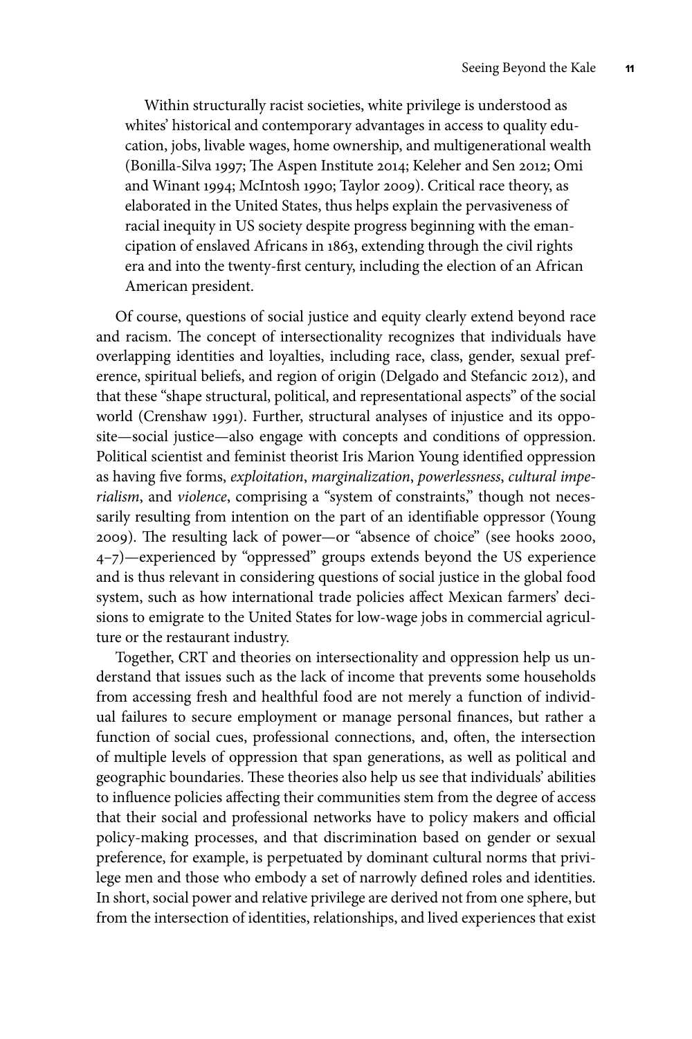Within structurally racist societies, white privilege is understood as whites' historical and contemporary advantages in access to quality education, jobs, livable wages, home ownership, and multigenerational wealth (Bonilla-Silva 1997; The Aspen Institute 2014; Keleher and Sen 2012; Omi and Winant 1994; McIntosh 1990; Taylor 2009). Critical race theory, as elaborated in the United States, thus helps explain the pervasiveness of racial inequity in US society despite progress beginning with the emancipation of enslaved Africans in 1863, extending through the civil rights era and into the twenty-first century, including the election of an African American president.

Of course, questions of social justice and equity clearly extend beyond race and racism. The concept of intersectionality recognizes that individuals have overlapping identities and loyalties, including race, class, gender, sexual preference, spiritual beliefs, and region of origin (Delgado and Stefancic 2012), and that these "shape structural, political, and representational aspects" of the social world (Crenshaw 1991). Further, structural analyses of injustice and its opposite—social justice—also engage with concepts and conditions of oppression. Political scientist and feminist theorist Iris Marion Young identified oppression as having five forms, *exploitation*, *marginalization*, *powerlessness*, *cultural imperialism*, and *violence*, comprising a "system of constraints," though not necessarily resulting from intention on the part of an identifiable oppressor (Young 2009). The resulting lack of power—or "absence of choice" (see hooks 2000, 4–7)—experienced by "oppressed" groups extends beyond the US experience and is thus relevant in considering questions of social justice in the global food system, such as how international trade policies affect Mexican farmers' decisions to emigrate to the United States for low-wage jobs in commercial agriculture or the restaurant industry.

Together, CRT and theories on intersectionality and oppression help us understand that issues such as the lack of income that prevents some households from accessing fresh and healthful food are not merely a function of individual failures to secure employment or manage personal finances, but rather a function of social cues, professional connections, and, often, the intersection of multiple levels of oppression that span generations, as well as political and geographic boundaries. These theories also help us see that individuals' abilities to influence policies affecting their communities stem from the degree of access that their social and professional networks have to policy makers and official policy-making processes, and that discrimination based on gender or sexual preference, for example, is perpetuated by dominant cultural norms that privilege men and those who embody a set of narrowly defined roles and identities. In short, social power and relative privilege are derived not from one sphere, but from the intersection of identities, relationships, and lived experiences that exist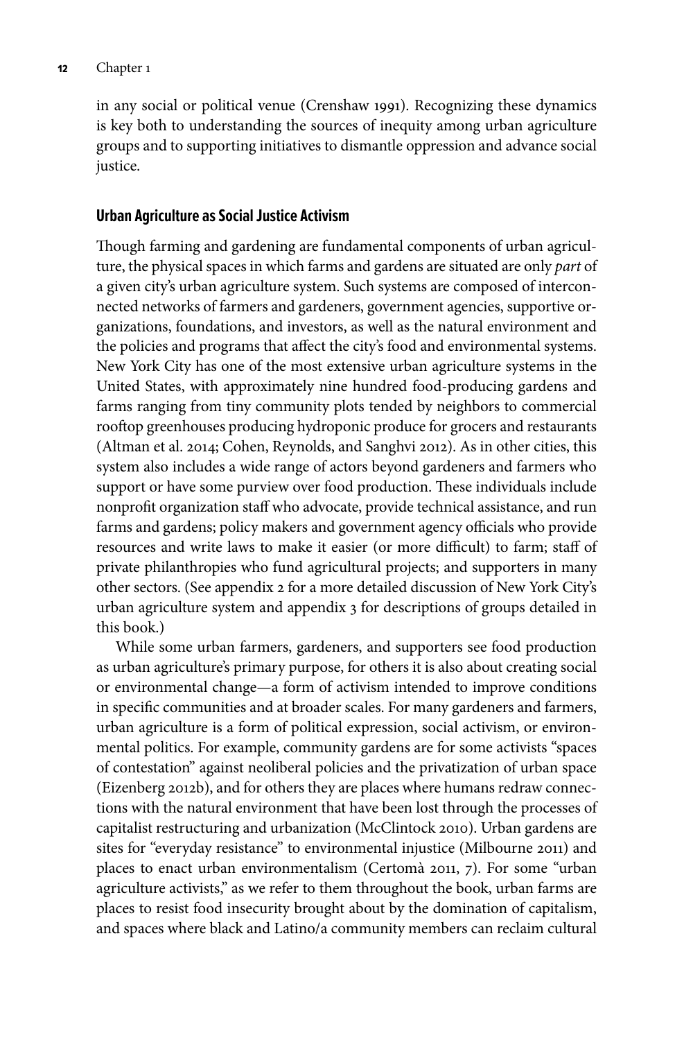in any social or political venue (Crenshaw 1991). Recognizing these dynamics is key both to understanding the sources of inequity among urban agriculture groups and to supporting initiatives to dismantle oppression and advance social justice.

## Urban Agriculture as Social Justice Activism

Though farming and gardening are fundamental components of urban agriculture, the physical spaces in which farms and gardens are situated are only *part* of a given city's urban agriculture system. Such systems are composed of interconnected networks of farmers and gardeners, government agencies, supportive organizations, foundations, and investors, as well as the natural environment and the policies and programs that affect the city's food and environmental systems. New York City has one of the most extensive urban agriculture systems in the United States, with approximately nine hundred food-producing gardens and farms ranging from tiny community plots tended by neighbors to commercial rooftop greenhouses producing hydroponic produce for grocers and restaurants (Altman et al. 2014; Cohen, Reynolds, and Sanghvi 2012). As in other cities, this system also includes a wide range of actors beyond gardeners and farmers who support or have some purview over food production. These individuals include nonprofit organization staff who advocate, provide technical assistance, and run farms and gardens; policy makers and government agency officials who provide resources and write laws to make it easier (or more difficult) to farm; staff of private philanthropies who fund agricultural projects; and supporters in many other sectors. (See appendix 2 for a more detailed discussion of New York City's urban agriculture system and appendix 3 for descriptions of groups detailed in this book.)

While some urban farmers, gardeners, and supporters see food production as urban agriculture's primary purpose, for others it is also about creating social or environmental change—a form of activism intended to improve conditions in specific communities and at broader scales. For many gardeners and farmers, urban agriculture is a form of political expression, social activism, or environmental politics. For example, community gardens are for some activists "spaces of contestation" against neoliberal policies and the privatization of urban space (Eizenberg 2012b), and for others they are places where humans redraw connections with the natural environment that have been lost through the processes of capitalist restructuring and urbanization (McClintock 2010). Urban gardens are sites for "everyday resistance" to environmental injustice (Milbourne 2011) and places to enact urban environmentalism (Certomà 2011, 7). For some "urban agriculture activists," as we refer to them throughout the book, urban farms are places to resist food insecurity brought about by the domination of capitalism, and spaces where black and Latino/a community members can reclaim cultural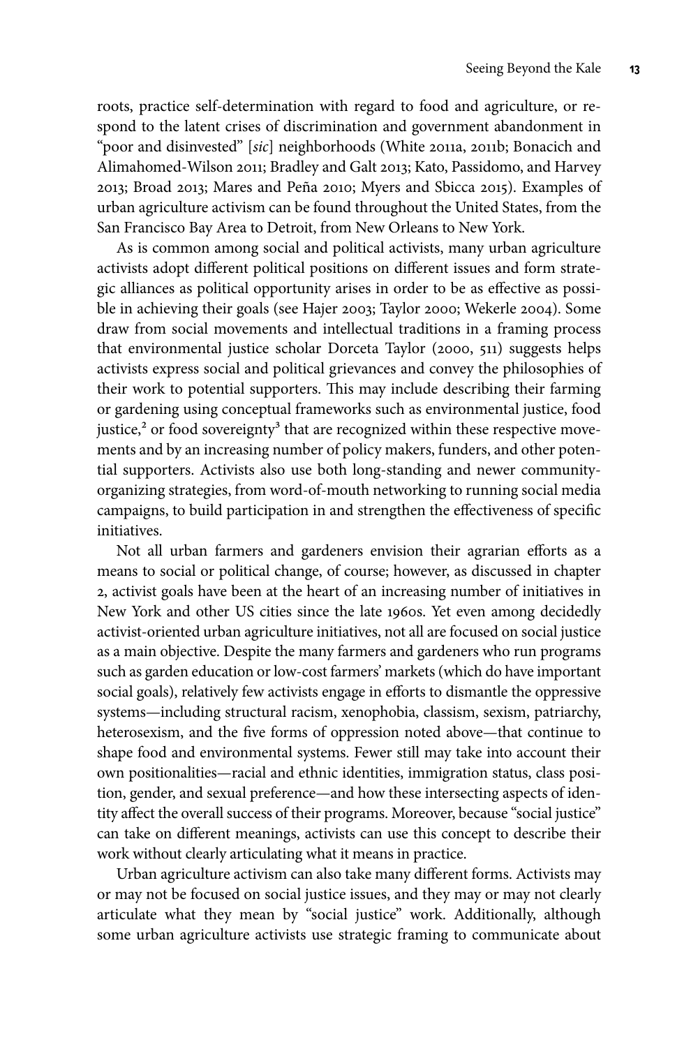roots, practice self-determination with regard to food and agriculture, or respond to the latent crises of discrimination and government abandonment in "poor and disinvested" [*sic*] neighborhoods (White 2011a, 2011b; Bonacich and Alimahomed-Wilson 2011; Bradley and Galt 2013; Kato, Passidomo, and Harvey 2013; Broad 2013; Mares and Peña 2010; Myers and Sbicca 2015). Examples of urban agriculture activism can be found throughout the United States, from the San Francisco Bay Area to Detroit, from New Orleans to New York.

As is common among social and political activists, many urban agriculture activists adopt different political positions on different issues and form strategic alliances as political opportunity arises in order to be as effective as possible in achieving their goals (see Hajer 2003; Taylor 2000; Wekerle 2004). Some draw from social movements and intellectual traditions in a framing process that environmental justice scholar Dorceta Taylor (2000, 511) suggests helps activists express social and political grievances and convey the philosophies of their work to potential supporters. This may include describing their farming or gardening using conceptual frameworks such as environmental justice, food justice,[2] or food sovereignty[3] that are recognized within these respective movements and by an increasing number of policy makers, funders, and other potential supporters. Activists also use both long-standing and newer community-organizing strategies, from word-of-mouth networking to running social media campaigns, to build participation in and strengthen the effectiveness of specific initiatives.

Not all urban farmers and gardeners envision their agrarian efforts as a means to social or political change, of course; however, as discussed in chapter 2, activist goals have been at the heart of an increasing number of initiatives in New York and other US cities since the late 1960s. Yet even among decidedly activist-oriented urban agriculture initiatives, not all are focused on social justice as a main objective. Despite the many farmers and gardeners who run programs such as garden education or low-cost farmers' markets (which do have important social goals), relatively few activists engage in efforts to dismantle the oppressive systems—including structural racism, xenophobia, classism, sexism, patriarchy, heterosexism, and the five forms of oppression noted above—that continue to shape food and environmental systems. Fewer still may take into account their own positionalities—racial and ethnic identities, immigration status, class position, gender, and sexual preference—and how these intersecting aspects of identity affect the overall success of their programs. Moreover, because "social justice" can take on different meanings, activists can use this concept to describe their work without clearly articulating what it means in practice.

Urban agriculture activism can also take many different forms. Activists may or may not be focused on social justice issues, and they may or may not clearly articulate what they mean by "social justice" work. Additionally, although some urban agriculture activists use strategic framing to communicate about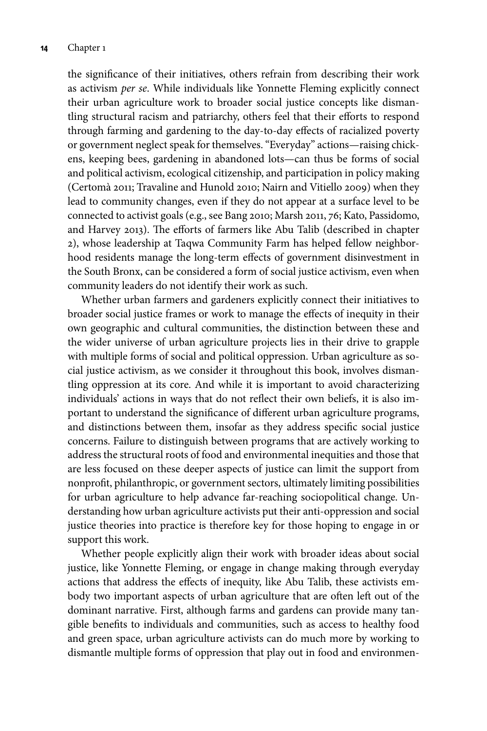the significance of their initiatives, others refrain from describing their work as activism *per se*. While individuals like Yonnette Fleming explicitly connect their urban agriculture work to broader social justice concepts like dismantling structural racism and patriarchy, others feel that their efforts to respond through farming and gardening to the day-to-day effects of racialized poverty or government neglect speak for themselves. "Everyday" actions—raising chickens, keeping bees, gardening in abandoned lots—can thus be forms of social and political activism, ecological citizenship, and participation in policy making (Certomà 2011; Travaline and Hunold 2010; Nairn and Vitiello 2009) when they lead to community changes, even if they do not appear at a surface level to be connected to activist goals (e.g., see Bang 2010; Marsh 2011, 76; Kato, Passidomo, and Harvey 2013). The efforts of farmers like Abu Talib (described in chapter 2), whose leadership at Taqwa Community Farm has helped fellow neighborhood residents manage the long-term effects of government disinvestment in the South Bronx, can be considered a form of social justice activism, even when community leaders do not identify their work as such.

Whether urban farmers and gardeners explicitly connect their initiatives to broader social justice frames or work to manage the effects of inequity in their own geographic and cultural communities, the distinction between these and the wider universe of urban agriculture projects lies in their drive to grapple with multiple forms of social and political oppression. Urban agriculture as social justice activism, as we consider it throughout this book, involves dismantling oppression at its core. And while it is important to avoid characterizing individuals' actions in ways that do not reflect their own beliefs, it is also important to understand the significance of different urban agriculture programs, and distinctions between them, insofar as they address specific social justice concerns. Failure to distinguish between programs that are actively working to address the structural roots of food and environmental inequities and those that are less focused on these deeper aspects of justice can limit the support from nonprofit, philanthropic, or government sectors, ultimately limiting possibilities for urban agriculture to help advance far-reaching sociopolitical change. Understanding how urban agriculture activists put their anti-oppression and social justice theories into practice is therefore key for those hoping to engage in or support this work.

Whether people explicitly align their work with broader ideas about social justice, like Yonnette Fleming, or engage in change making through everyday actions that address the effects of inequity, like Abu Talib, these activists embody two important aspects of urban agriculture that are often left out of the dominant narrative. First, although farms and gardens can provide many tangible benefits to individuals and communities, such as access to healthy food and green space, urban agriculture activists can do much more by working to dismantle multiple forms of oppression that play out in food and environmen-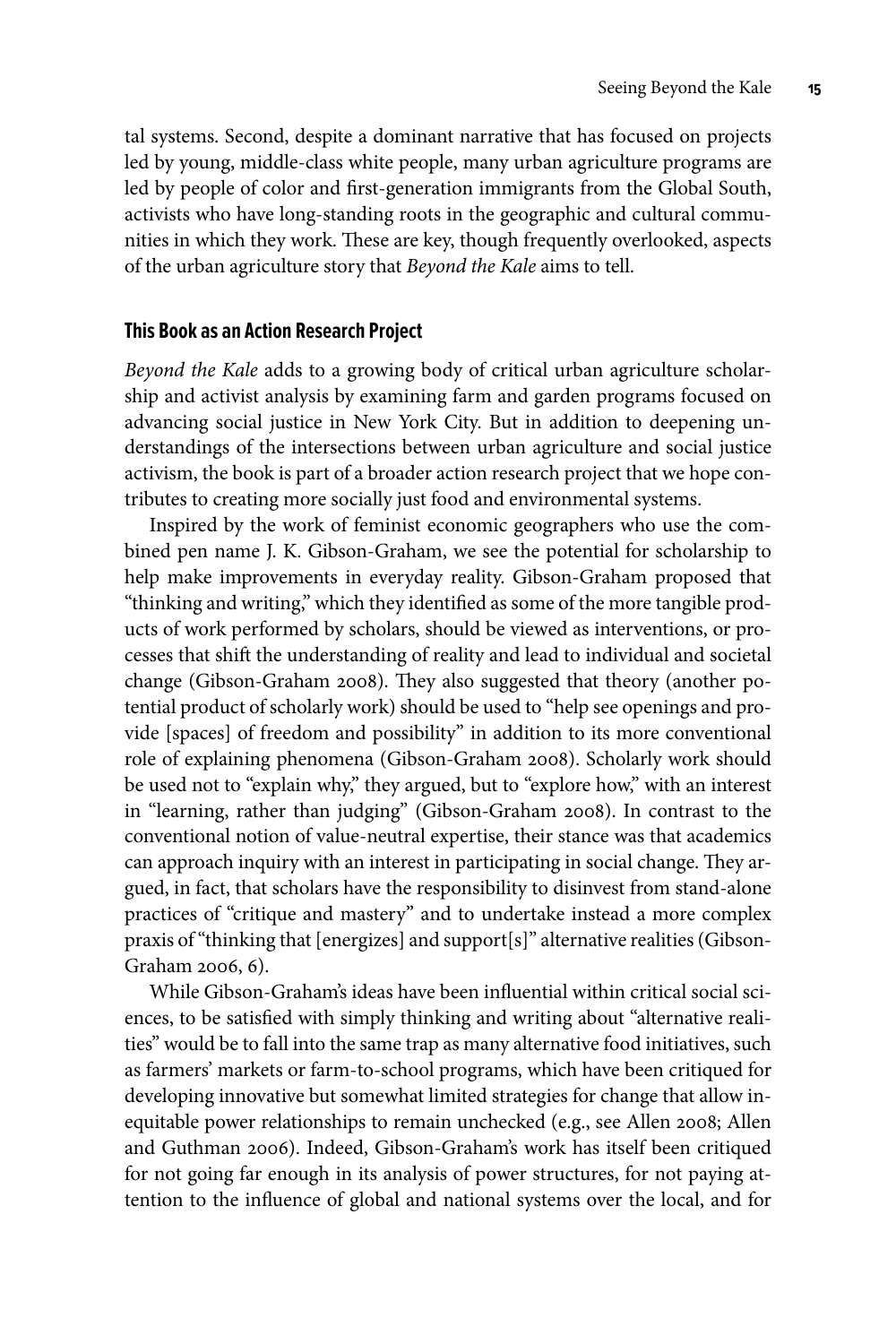tal systems. Second, despite a dominant narrative that has focused on projects led by young, middle-class white people, many urban agriculture programs are led by people of color and first-generation immigrants from the Global South, activists who have long-standing roots in the geographic and cultural communities in which they work. These are key, though frequently overlooked, aspects of the urban agriculture story that *Beyond the Kale* aims to tell.

## This Book as an Action Research Project

*Beyond the Kale* adds to a growing body of critical urban agriculture scholarship and activist analysis by examining farm and garden programs focused on advancing social justice in New York City. But in addition to deepening understandings of the intersections between urban agriculture and social justice activism, the book is part of a broader action research project that we hope contributes to creating more socially just food and environmental systems.

Inspired by the work of feminist economic geographers who use the combined pen name J. K. Gibson-Graham, we see the potential for scholarship to help make improvements in everyday reality. Gibson-Graham proposed that "thinking and writing," which they identified as some of the more tangible products of work performed by scholars, should be viewed as interventions, or processes that shift the understanding of reality and lead to individual and societal change (Gibson-Graham 2008). They also suggested that theory (another potential product of scholarly work) should be used to "help see openings and provide [spaces] of freedom and possibility" in addition to its more conventional role of explaining phenomena (Gibson-Graham 2008). Scholarly work should be used not to "explain why," they argued, but to "explore how," with an interest in "learning, rather than judging" (Gibson-Graham 2008). In contrast to the conventional notion of value-neutral expertise, their stance was that academics can approach inquiry with an interest in participating in social change. They argued, in fact, that scholars have the responsibility to disinvest from stand-alone practices of "critique and mastery" and to undertake instead a more complex praxis of "thinking that [energizes] and support[s]" alternative realities (Gibson-Graham 2006, 6).

While Gibson-Graham's ideas have been influential within critical social sciences, to be satisfied with simply thinking and writing about "alternative realities" would be to fall into the same trap as many alternative food initiatives, such as farmers' markets or farm-to-school programs, which have been critiqued for developing innovative but somewhat limited strategies for change that allow inequitable power relationships to remain unchecked (e.g., see Allen 2008; Allen and Guthman 2006). Indeed, Gibson-Graham's work has itself been critiqued for not going far enough in its analysis of power structures, for not paying attention to the influence of global and national systems over the local, and for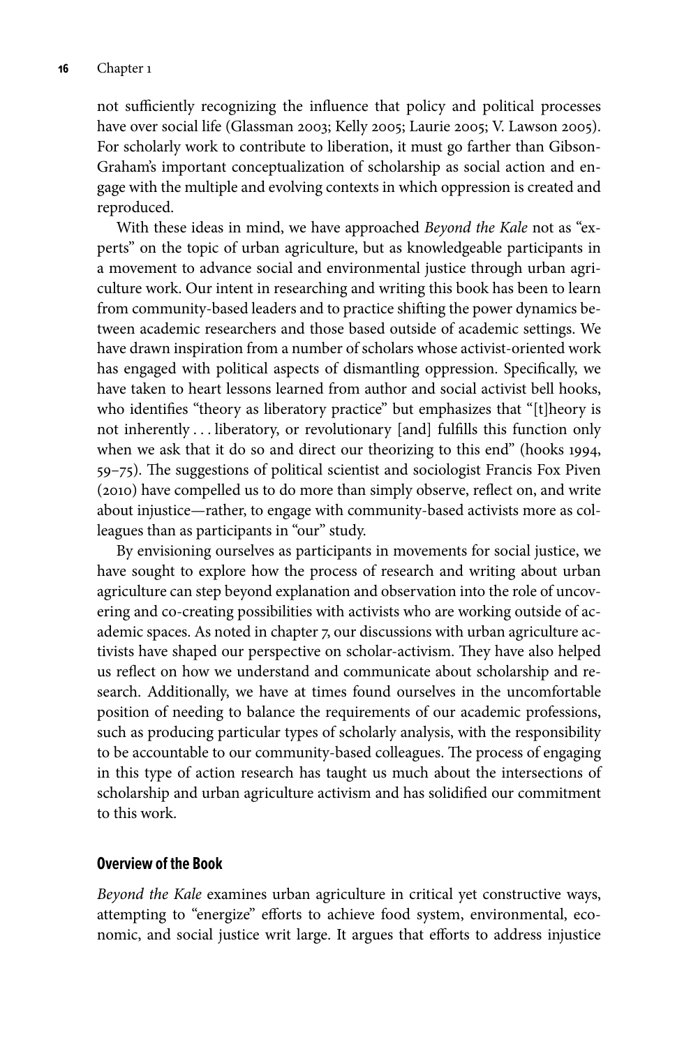not sufficiently recognizing the influence that policy and political processes have over social life (Glassman 2003; Kelly 2005; Laurie 2005; V. Lawson 2005). For scholarly work to contribute to liberation, it must go farther than Gibson-Graham's important conceptualization of scholarship as social action and engage with the multiple and evolving contexts in which oppression is created and reproduced.

With these ideas in mind, we have approached *Beyond the Kale* not as "experts" on the topic of urban agriculture, but as knowledgeable participants in a movement to advance social and environmental justice through urban agriculture work. Our intent in researching and writing this book has been to learn from community-based leaders and to practice shifting the power dynamics between academic researchers and those based outside of academic settings. We have drawn inspiration from a number of scholars whose activist-oriented work has engaged with political aspects of dismantling oppression. Specifically, we have taken to heart lessons learned from author and social activist bell hooks, who identifies "theory as liberatory practice" but emphasizes that "[t]heory is not inherently . . . liberatory, or revolutionary [and] fulfills this function only when we ask that it do so and direct our theorizing to this end" (hooks 1994, 59–75). The suggestions of political scientist and sociologist Francis Fox Piven (2010) have compelled us to do more than simply observe, reflect on, and write about injustice—rather, to engage with community-based activists more as colleagues than as participants in "our" study.

By envisioning ourselves as participants in movements for social justice, we have sought to explore how the process of research and writing about urban agriculture can step beyond explanation and observation into the role of uncovering and co-creating possibilities with activists who are working outside of academic spaces. As noted in chapter 7, our discussions with urban agriculture activists have shaped our perspective on scholar-activism. They have also helped us reflect on how we understand and communicate about scholarship and research. Additionally, we have at times found ourselves in the uncomfortable position of needing to balance the requirements of our academic professions, such as producing particular types of scholarly analysis, with the responsibility to be accountable to our community-based colleagues. The process of engaging in this type of action research has taught us much about the intersections of scholarship and urban agriculture activism and has solidified our commitment to this work.

## Overview of the Book

*Beyond the Kale* examines urban agriculture in critical yet constructive ways, attempting to "energize" efforts to achieve food system, environmental, economic, and social justice writ large. It argues that efforts to address injustice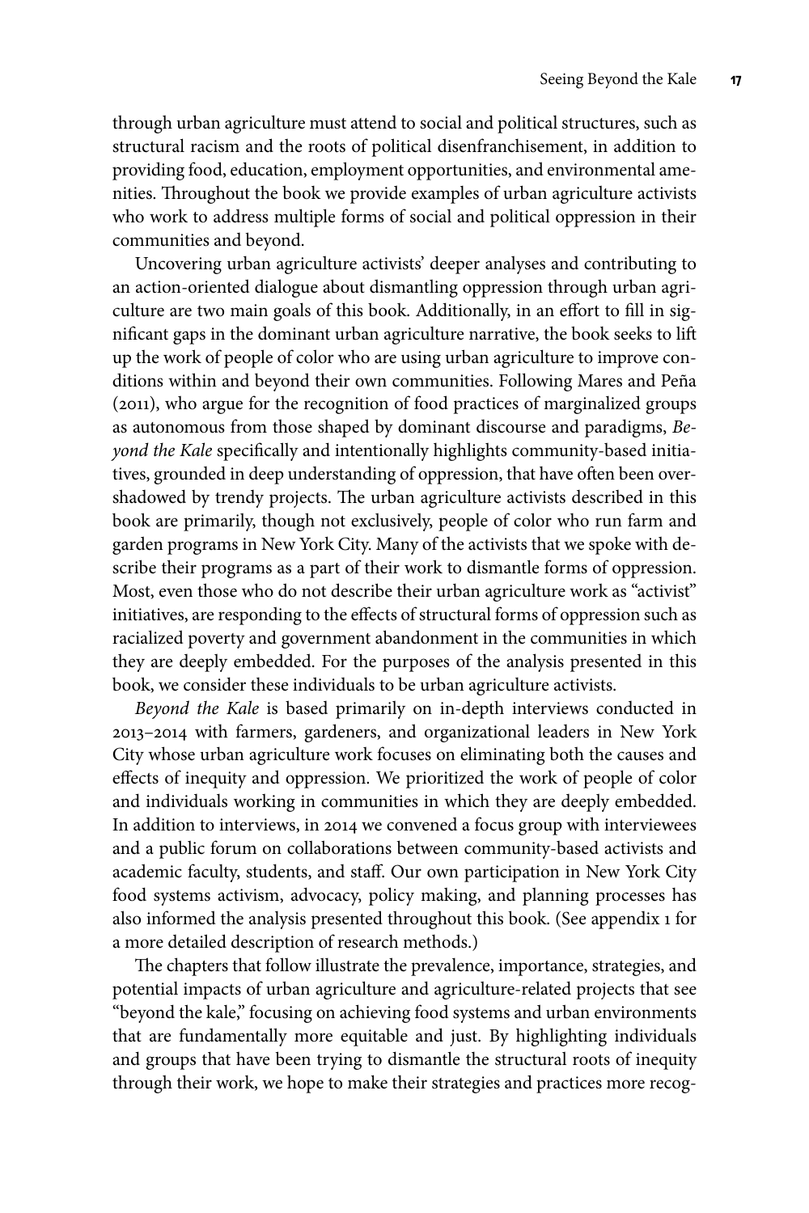through urban agriculture must attend to social and political structures, such as structural racism and the roots of political disenfranchisement, in addition to providing food, education, employment opportunities, and environmental amenities. Throughout the book we provide examples of urban agriculture activists who work to address multiple forms of social and political oppression in their communities and beyond.

Uncovering urban agriculture activists' deeper analyses and contributing to an action-oriented dialogue about dismantling oppression through urban agriculture are two main goals of this book. Additionally, in an effort to fill in significant gaps in the dominant urban agriculture narrative, the book seeks to lift up the work of people of color who are using urban agriculture to improve conditions within and beyond their own communities. Following Mares and Peña (2011), who argue for the recognition of food practices of marginalized groups as autonomous from those shaped by dominant discourse and paradigms, *Beyond the Kale* specifically and intentionally highlights community-based initiatives, grounded in deep understanding of oppression, that have often been overshadowed by trendy projects. The urban agriculture activists described in this book are primarily, though not exclusively, people of color who run farm and garden programs in New York City. Many of the activists that we spoke with describe their programs as a part of their work to dismantle forms of oppression. Most, even those who do not describe their urban agriculture work as "activist" initiatives, are responding to the effects of structural forms of oppression such as racialized poverty and government abandonment in the communities in which they are deeply embedded. For the purposes of the analysis presented in this book, we consider these individuals to be urban agriculture activists.

*Beyond the Kale* is based primarily on in-depth interviews conducted in 2013–2014 with farmers, gardeners, and organizational leaders in New York City whose urban agriculture work focuses on eliminating both the causes and effects of inequity and oppression. We prioritized the work of people of color and individuals working in communities in which they are deeply embedded. In addition to interviews, in 2014 we convened a focus group with interviewees and a public forum on collaborations between community-based activists and academic faculty, students, and staff. Our own participation in New York City food systems activism, advocacy, policy making, and planning processes has also informed the analysis presented throughout this book. (See appendix 1 for a more detailed description of research methods.)

The chapters that follow illustrate the prevalence, importance, strategies, and potential impacts of urban agriculture and agriculture-related projects that see "beyond the kale," focusing on achieving food systems and urban environments that are fundamentally more equitable and just. By highlighting individuals and groups that have been trying to dismantle the structural roots of inequity through their work, we hope to make their strategies and practices more recog-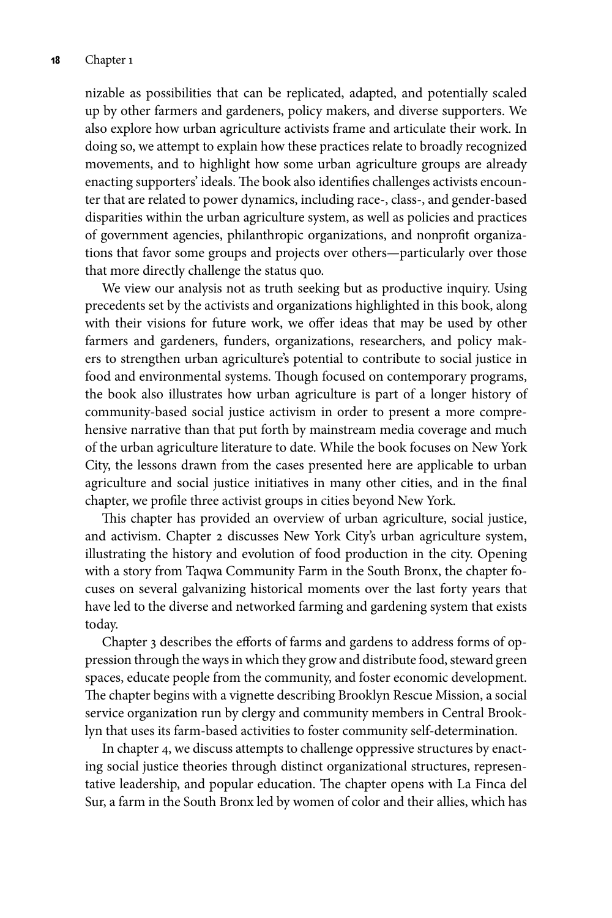nizable as possibilities that can be replicated, adapted, and potentially scaled up by other farmers and gardeners, policy makers, and diverse supporters. We also explore how urban agriculture activists frame and articulate their work. In doing so, we attempt to explain how these practices relate to broadly recognized movements, and to highlight how some urban agriculture groups are already enacting supporters' ideals. The book also identifies challenges activists encounter that are related to power dynamics, including race-, class-, and gender-based disparities within the urban agriculture system, as well as policies and practices of government agencies, philanthropic organizations, and nonprofit organizations that favor some groups and projects over others—particularly over those that more directly challenge the status quo.

We view our analysis not as truth seeking but as productive inquiry. Using precedents set by the activists and organizations highlighted in this book, along with their visions for future work, we offer ideas that may be used by other farmers and gardeners, funders, organizations, researchers, and policy makers to strengthen urban agriculture's potential to contribute to social justice in food and environmental systems. Though focused on contemporary programs, the book also illustrates how urban agriculture is part of a longer history of community-based social justice activism in order to present a more comprehensive narrative than that put forth by mainstream media coverage and much of the urban agriculture literature to date. While the book focuses on New York City, the lessons drawn from the cases presented here are applicable to urban agriculture and social justice initiatives in many other cities, and in the final chapter, we profile three activist groups in cities beyond New York.

This chapter has provided an overview of urban agriculture, social justice, and activism. Chapter 2 discusses New York City's urban agriculture system, illustrating the history and evolution of food production in the city. Opening with a story from Taqwa Community Farm in the South Bronx, the chapter focuses on several galvanizing historical moments over the last forty years that have led to the diverse and networked farming and gardening system that exists today.

Chapter 3 describes the efforts of farms and gardens to address forms of oppression through the ways in which they grow and distribute food, steward green spaces, educate people from the community, and foster economic development. The chapter begins with a vignette describing Brooklyn Rescue Mission, a social service organization run by clergy and community members in Central Brooklyn that uses its farm-based activities to foster community self-determination.

In chapter 4, we discuss attempts to challenge oppressive structures by enacting social justice theories through distinct organizational structures, representative leadership, and popular education. The chapter opens with La Finca del Sur, a farm in the South Bronx led by women of color and their allies, which has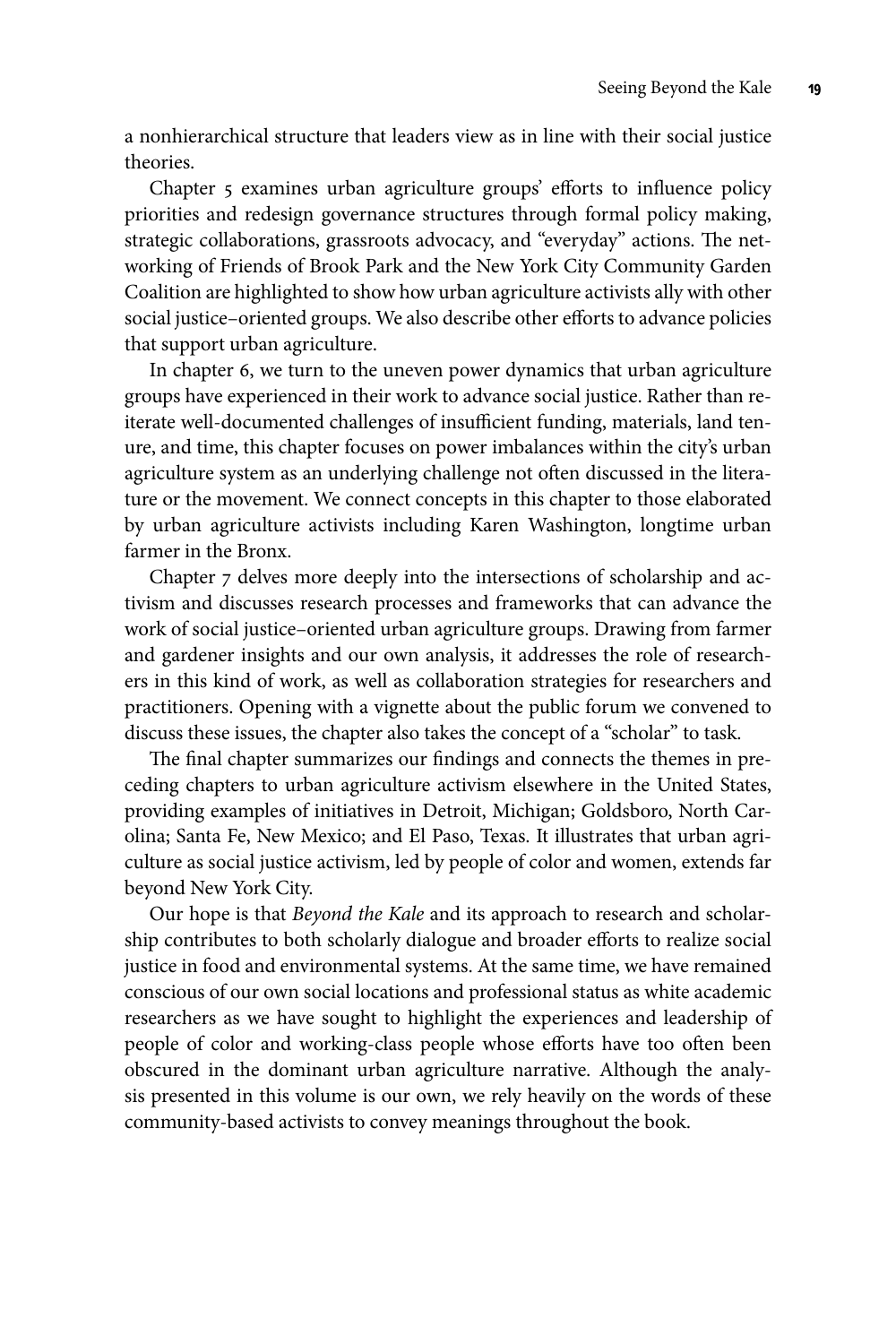a nonhierarchical structure that leaders view as in line with their social justice theories.

Chapter 5 examines urban agriculture groups' efforts to influence policy priorities and redesign governance structures through formal policy making, strategic collaborations, grassroots advocacy, and "everyday" actions. The networking of Friends of Brook Park and the New York City Community Garden Coalition are highlighted to show how urban agriculture activists ally with other social justice–oriented groups. We also describe other efforts to advance policies that support urban agriculture.

In chapter 6, we turn to the uneven power dynamics that urban agriculture groups have experienced in their work to advance social justice. Rather than reiterate well-documented challenges of insufficient funding, materials, land tenure, and time, this chapter focuses on power imbalances within the city's urban agriculture system as an underlying challenge not often discussed in the literature or the movement. We connect concepts in this chapter to those elaborated by urban agriculture activists including Karen Washington, longtime urban farmer in the Bronx.

Chapter 7 delves more deeply into the intersections of scholarship and activism and discusses research processes and frameworks that can advance the work of social justice–oriented urban agriculture groups. Drawing from farmer and gardener insights and our own analysis, it addresses the role of researchers in this kind of work, as well as collaboration strategies for researchers and practitioners. Opening with a vignette about the public forum we convened to discuss these issues, the chapter also takes the concept of a "scholar" to task.

The final chapter summarizes our findings and connects the themes in preceding chapters to urban agriculture activism elsewhere in the United States, providing examples of initiatives in Detroit, Michigan; Goldsboro, North Carolina; Santa Fe, New Mexico; and El Paso, Texas. It illustrates that urban agriculture as social justice activism, led by people of color and women, extends far beyond New York City.

Our hope is that *Beyond the Kale* and its approach to research and scholarship contributes to both scholarly dialogue and broader efforts to realize social justice in food and environmental systems. At the same time, we have remained conscious of our own social locations and professional status as white academic researchers as we have sought to highlight the experiences and leadership of people of color and working-class people whose efforts have too often been obscured in the dominant urban agriculture narrative. Although the analysis presented in this volume is our own, we rely heavily on the words of these community-based activists to convey meanings throughout the book.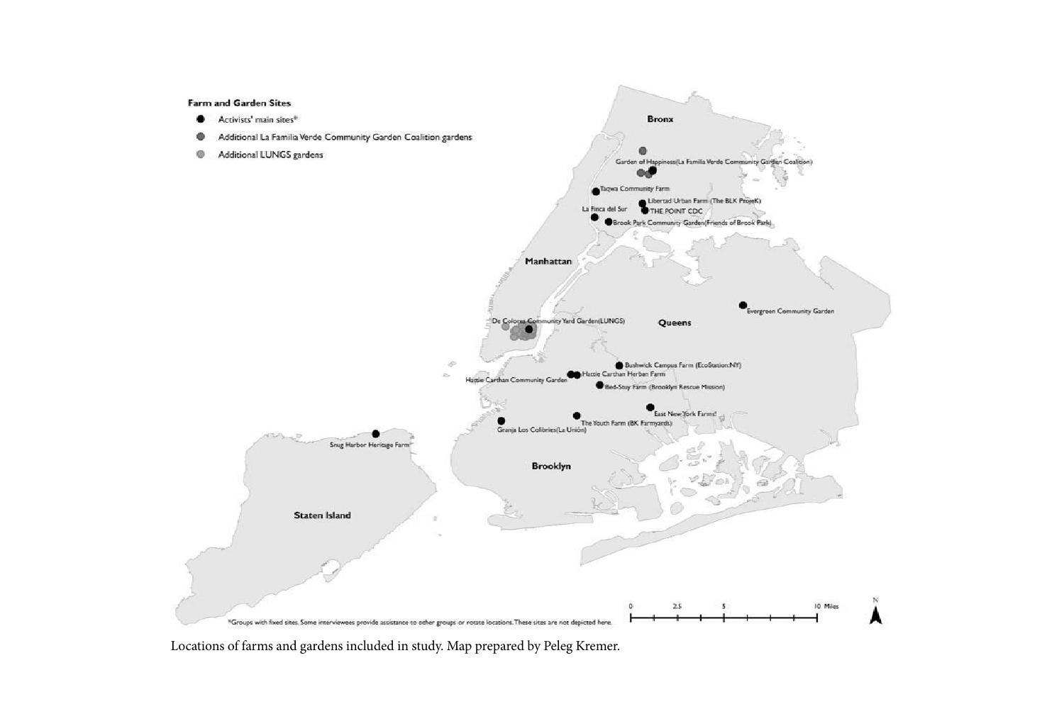Farm and Garden Sites

Activists' main sites*

Additional La Familia Verde Community Garden Coalition gardens

Additional LUNGS gardens

Bronx

Garden of Happiness(La Familia Verde Community Garden Coalition)

Taqwa Community Farm

Libertad Urban Farm (The BLK ProjeK)

La Finca del Sur

THE POINT CDC

Brook Park Community Garden(Friends of Brook Park)

Manhattan

Queens

Evergreen Community Garden

De Colores Community Yard Garden(LUNGS)

Bushwick Campus Farm (EcoStation:NY)

Hattie Carthan Herban Farm

Hattie Carthan Community Garden

Bed-Stuy Farm (Brooklyn Rescue Mission)

East New York Farms!

The Youth Farm (BK Farmyards)

Granja Los Colibries(La Unión)

Snug Harbor Heritage Farm

Brooklyn

Staten Island

*Groups with fixed sites. Some interviewees provide assistance to other groups or rotate locations. These sites are not depicted here.

0 2.5 5 10 Miles

N

Locations of farms and gardens included in study. Map prepared by Peleg Kremer.